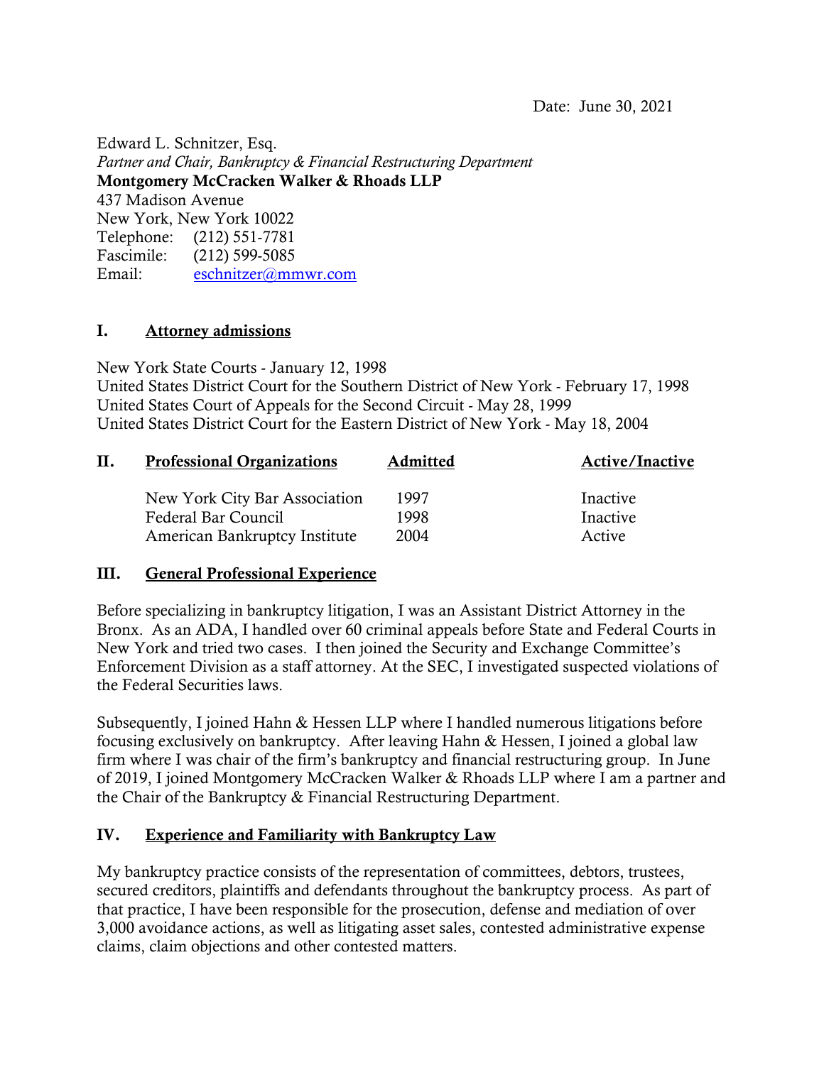Date: June 30, 2021

Edward L. Schnitzer, Esq.
*Partner and Chair, Bankruptcy & Financial Restructuring Department*
**Montgomery McCracken Walker & Rhoads LLP**
437 Madison Avenue
New York, New York 10022
Telephone: (212) 551-7781
Fascimile: (212) 599-5085
Email: eschnitzer@mmwr.com

## I. Attorney admissions

New York State Courts - January 12, 1998
United States District Court for the Southern District of New York - February 17, 1998
United States Court of Appeals for the Second Circuit - May 28, 1999
United States District Court for the Eastern District of New York - May 18, 2004

## II. Professional Organizations

| Professional Organizations | Admitted | Active/Inactive |
|---|---|---|
| New York City Bar Association | 1997 | Inactive |
| Federal Bar Council | 1998 | Inactive |
| American Bankruptcy Institute | 2004 | Active |

## III. General Professional Experience

Before specializing in bankruptcy litigation, I was an Assistant District Attorney in the Bronx. As an ADA, I handled over 60 criminal appeals before State and Federal Courts in New York and tried two cases. I then joined the Security and Exchange Committee's Enforcement Division as a staff attorney. At the SEC, I investigated suspected violations of the Federal Securities laws.

Subsequently, I joined Hahn & Hessen LLP where I handled numerous litigations before focusing exclusively on bankruptcy. After leaving Hahn & Hessen, I joined a global law firm where I was chair of the firm's bankruptcy and financial restructuring group. In June of 2019, I joined Montgomery McCracken Walker & Rhoads LLP where I am a partner and the Chair of the Bankruptcy & Financial Restructuring Department.

## IV. Experience and Familiarity with Bankruptcy Law

My bankruptcy practice consists of the representation of committees, debtors, trustees, secured creditors, plaintiffs and defendants throughout the bankruptcy process. As part of that practice, I have been responsible for the prosecution, defense and mediation of over 3,000 avoidance actions, as well as litigating asset sales, contested administrative expense claims, claim objections and other contested matters.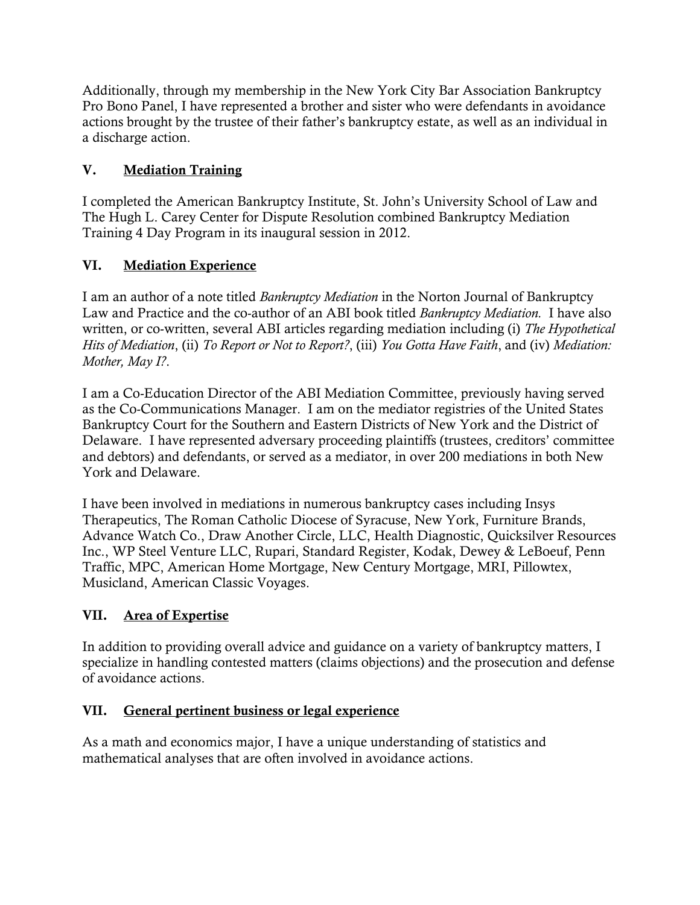Additionally, through my membership in the New York City Bar Association Bankruptcy Pro Bono Panel, I have represented a brother and sister who were defendants in avoidance actions brought by the trustee of their father's bankruptcy estate, as well as an individual in a discharge action.

## V. Mediation Training

I completed the American Bankruptcy Institute, St. John's University School of Law and The Hugh L. Carey Center for Dispute Resolution combined Bankruptcy Mediation Training 4 Day Program in its inaugural session in 2012.

## VI. Mediation Experience

I am an author of a note titled *Bankruptcy Mediation* in the Norton Journal of Bankruptcy Law and Practice and the co-author of an ABI book titled *Bankruptcy Mediation.* I have also written, or co-written, several ABI articles regarding mediation including (i) *The Hypothetical Hits of Mediation*, (ii) *To Report or Not to Report?*, (iii) *You Gotta Have Faith*, and (iv) *Mediation: Mother, May I?*.

I am a Co-Education Director of the ABI Mediation Committee, previously having served as the Co-Communications Manager. I am on the mediator registries of the United States Bankruptcy Court for the Southern and Eastern Districts of New York and the District of Delaware. I have represented adversary proceeding plaintiffs (trustees, creditors' committee and debtors) and defendants, or served as a mediator, in over 200 mediations in both New York and Delaware.

I have been involved in mediations in numerous bankruptcy cases including Insys Therapeutics, The Roman Catholic Diocese of Syracuse, New York, Furniture Brands, Advance Watch Co., Draw Another Circle, LLC, Health Diagnostic, Quicksilver Resources Inc., WP Steel Venture LLC, Rupari, Standard Register, Kodak, Dewey & LeBoeuf, Penn Traffic, MPC, American Home Mortgage, New Century Mortgage, MRI, Pillowtex, Musicland, American Classic Voyages.

## VII. Area of Expertise

In addition to providing overall advice and guidance on a variety of bankruptcy matters, I specialize in handling contested matters (claims objections) and the prosecution and defense of avoidance actions.

## VII. General pertinent business or legal experience

As a math and economics major, I have a unique understanding of statistics and mathematical analyses that are often involved in avoidance actions.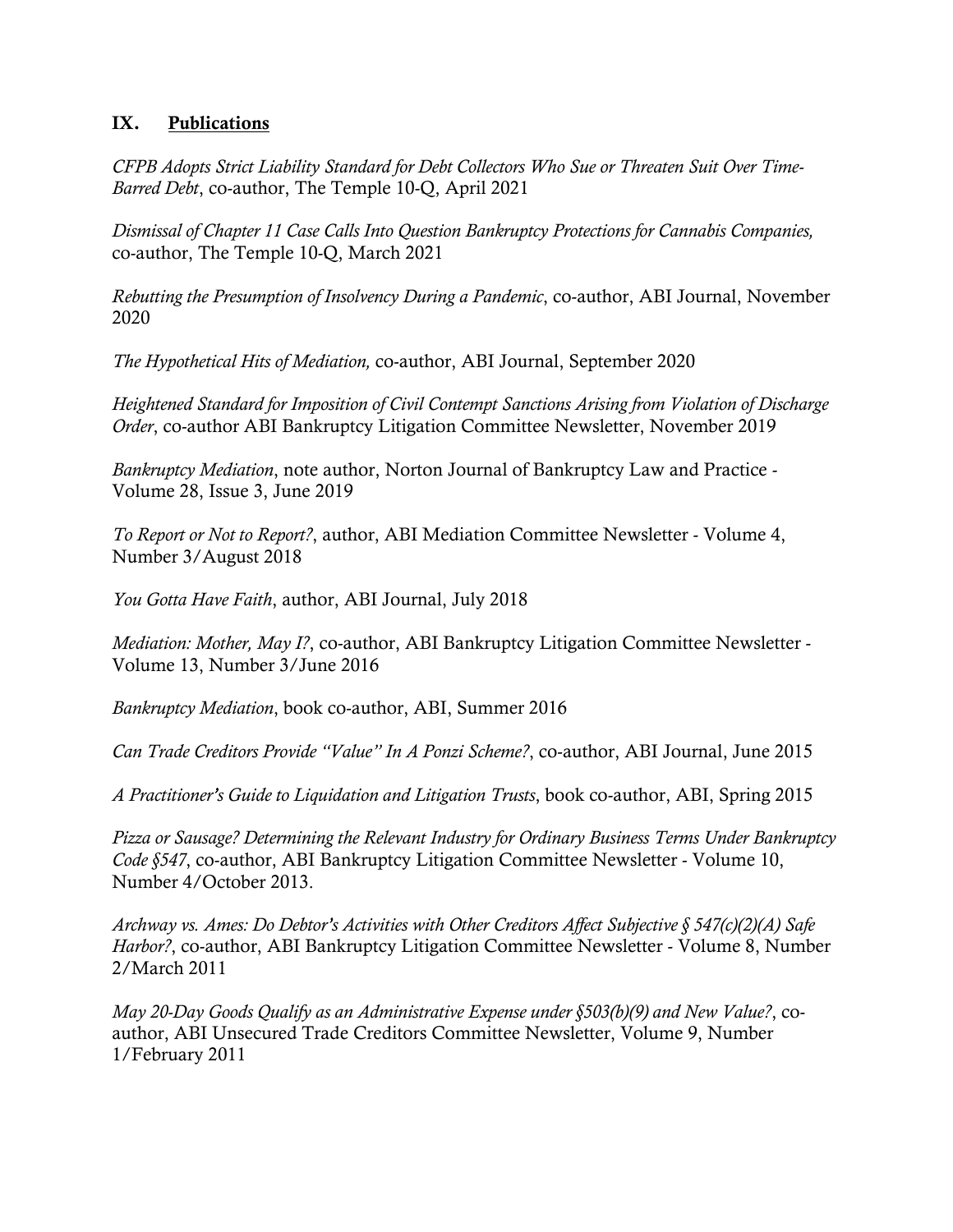## IX. Publications

*CFPB Adopts Strict Liability Standard for Debt Collectors Who Sue or Threaten Suit Over Time-Barred Debt*, co-author, The Temple 10-Q, April 2021

*Dismissal of Chapter 11 Case Calls Into Question Bankruptcy Protections for Cannabis Companies,* co-author, The Temple 10-Q, March 2021

*Rebutting the Presumption of Insolvency During a Pandemic*, co-author, ABI Journal, November 2020

*The Hypothetical Hits of Mediation,* co-author, ABI Journal, September 2020

*Heightened Standard for Imposition of Civil Contempt Sanctions Arising from Violation of Discharge Order*, co-author ABI Bankruptcy Litigation Committee Newsletter, November 2019

*Bankruptcy Mediation*, note author, Norton Journal of Bankruptcy Law and Practice - Volume 28, Issue 3, June 2019

*To Report or Not to Report?*, author, ABI Mediation Committee Newsletter - Volume 4, Number 3/August 2018

*You Gotta Have Faith*, author, ABI Journal, July 2018

*Mediation: Mother, May I?*, co-author, ABI Bankruptcy Litigation Committee Newsletter - Volume 13, Number 3/June 2016

*Bankruptcy Mediation*, book co-author, ABI, Summer 2016

*Can Trade Creditors Provide "Value" In A Ponzi Scheme?*, co-author, ABI Journal, June 2015

*A Practitioner's Guide to Liquidation and Litigation Trusts*, book co-author, ABI, Spring 2015

*Pizza or Sausage? Determining the Relevant Industry for Ordinary Business Terms Under Bankruptcy Code §547*, co-author, ABI Bankruptcy Litigation Committee Newsletter - Volume 10, Number 4/October 2013.

*Archway vs. Ames: Do Debtor's Activities with Other Creditors Affect Subjective § 547(c)(2)(A) Safe Harbor?*, co-author, ABI Bankruptcy Litigation Committee Newsletter - Volume 8, Number 2/March 2011

*May 20-Day Goods Qualify as an Administrative Expense under §503(b)(9) and New Value?*, co-author, ABI Unsecured Trade Creditors Committee Newsletter, Volume 9, Number 1/February 2011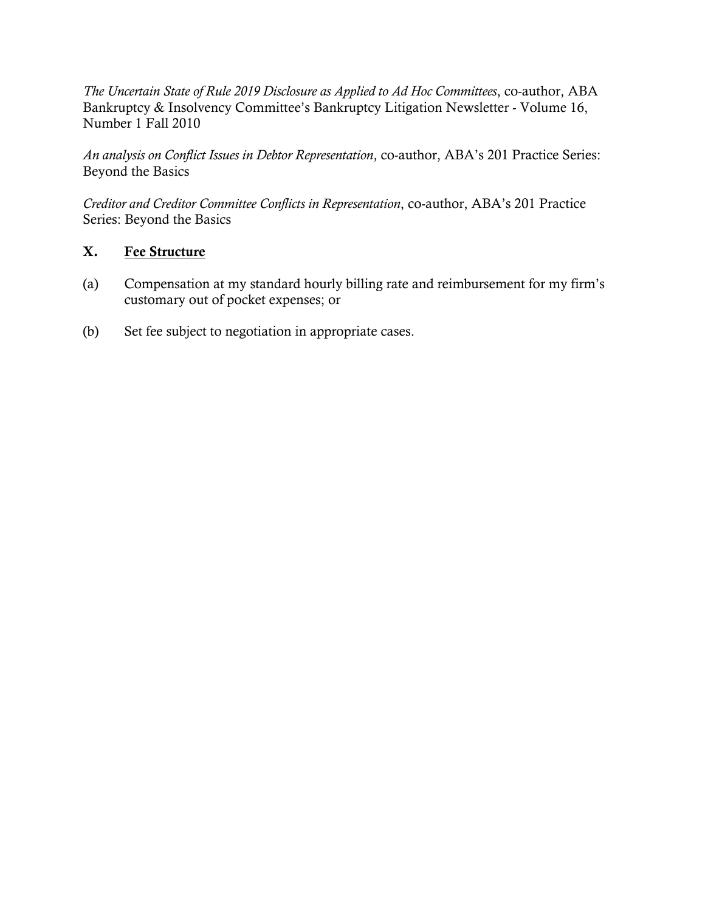*The Uncertain State of Rule 2019 Disclosure as Applied to Ad Hoc Committees*, co-author, ABA Bankruptcy & Insolvency Committee's Bankruptcy Litigation Newsletter - Volume 16, Number 1 Fall 2010

*An analysis on Conflict Issues in Debtor Representation*, co-author, ABA's 201 Practice Series: Beyond the Basics

*Creditor and Creditor Committee Conflicts in Representation*, co-author, ABA's 201 Practice Series: Beyond the Basics

## X. Fee Structure

(a) Compensation at my standard hourly billing rate and reimbursement for my firm's customary out of pocket expenses; or

(b) Set fee subject to negotiation in appropriate cases.